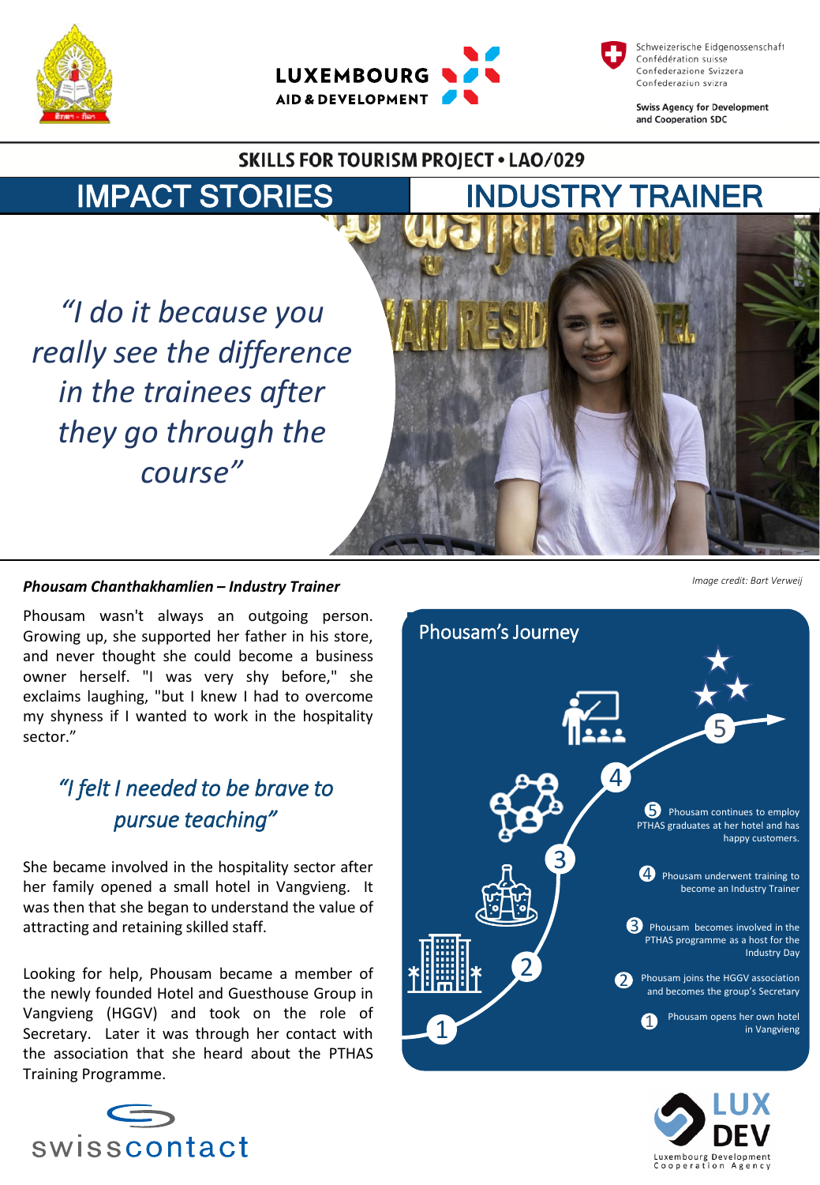SKILLS FOR TOURISM PROJECT • LAO/029

# IMPACT STORIES | INDUSTRY TRAINER

*"I do it because you really see the difference in the trainees after they go through the course"*

Image credit: Bart Verweij

***Phousam Chanthakhamlien – Industry Trainer***

Phousam wasn't always an outgoing person. Growing up, she supported her father in his store, and never thought she could become a business owner herself. "I was very shy before," she exclaims laughing, "but I knew I had to overcome my shyness if I wanted to work in the hospitality sector."

*"I felt I needed to be brave to pursue teaching"*

She became involved in the hospitality sector after her family opened a small hotel in Vangvieng. It was then that she began to understand the value of attracting and retaining skilled staff.

Looking for help, Phousam became a member of the newly founded Hotel and Guesthouse Group in Vangvieng (HGGV) and took on the role of Secretary. Later it was through her contact with the association that she heard about the PTHAS Training Programme.

## Phousam's Journey

5. Phousam continues to employ PTHAS graduates at her hotel and has happy customers.
4. Phousam underwent training to become an Industry Trainer
3. Phousam becomes involved in the PTHAS programme as a host for the Industry Day
2. Phousam joins the HGGV association and becomes the group's Secretary
1. Phousam opens her own hotel in Vangvieng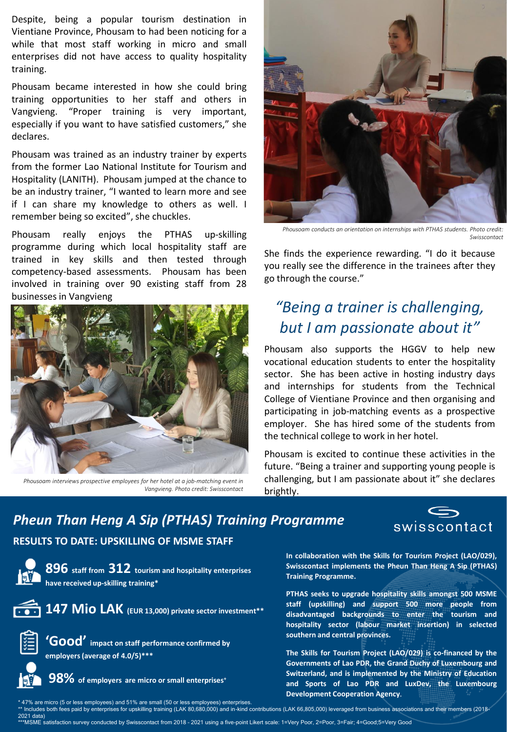Despite, being a popular tourism destination in Vientiane Province, Phousam to had been noticing for a while that most staff working in micro and small enterprises did not have access to quality hospitality training.

Phousam became interested in how she could bring training opportunities to her staff and others in Vangvieng. "Proper training is very important, especially if you want to have satisfied customers," she declares.

Phousam was trained as an industry trainer by experts from the former Lao National Institute for Tourism and Hospitality (LANITH). Phousam jumped at the chance to be an industry trainer, "I wanted to learn more and see if I can share my knowledge to others as well. I remember being so excited", she chuckles.

Phousam really enjoys the PTHAS up-skilling programme during which local hospitality staff are trained in key skills and then tested through competency-based assessments. Phousam has been involved in training over 90 existing staff from 28 businesses in Vangvieng

*Phousoam interviews prospective employees for her hotel at a job-matching event in Vangvieng. Photo credit: Swisscontact*

*Phousoam conducts an orientation on internships with PTHAS students. Photo credit: Swisscontact*

She finds the experience rewarding. "I do it because you really see the difference in the trainees after they go through the course."

## *"Being a trainer is challenging, but I am passionate about it"*

Phousam also supports the HGGV to help new vocational education students to enter the hospitality sector. She has been active in hosting industry days and internships for students from the Technical College of Vientiane Province and then organising and participating in job-matching events as a prospective employer. She has hired some of the students from the technical college to work in her hotel.

Phousam is excited to continue these activities in the future. "Being a trainer and supporting young people is challenging, but I am passionate about it" she declares brightly.

## *Pheun Than Heng A Sip (PTHAS) Training Programme*

swisscontact

### RESULTS TO DATE: UPSKILLING OF MSME STAFF

**896 staff from 312 tourism and hospitality enterprises have received up-skilling training***

**147 Mio LAK (EUR 13,000) private sector investment****

**'Good' impact on staff performance confirmed by employers (average of 4.0/5)*****

**98% of employers are micro or small enterprises⁺**

**In collaboration with the Skills for Tourism Project (LAO/029), Swisscontact implements the Pheun Than Heng A Sip (PTHAS) Training Programme.**

**PTHAS seeks to upgrade hospitality skills amongst 500 MSME staff (upskilling) and support 500 more people from disadvantaged backgrounds to enter the tourism and hospitality sector (labour market insertion) in selected southern and central provinces.**

**The Skills for Tourism Project (LAO/029) is co-financed by the Governments of Lao PDR, the Grand Duchy of Luxembourg and Switzerland, and is implemented by the Ministry of Education and Sports of Lao PDR and LuxDev, the Luxembourg Development Cooperation Agency.**

\* 47% are micro (5 or less employees) and 51% are small (50 or less employees) enterprises.
** Includes both fees paid by enterprises for upskilling training (LAK 80,680,000) and in-kind contributions (LAK 66,805,000) leveraged from business associations and their members (2018-2021 data)
***MSME satisfaction survey conducted by Swisscontact from 2018 - 2021 using a five-point Likert scale: 1=Very Poor, 2=Poor, 3=Fair; 4=Good;5=Very Good